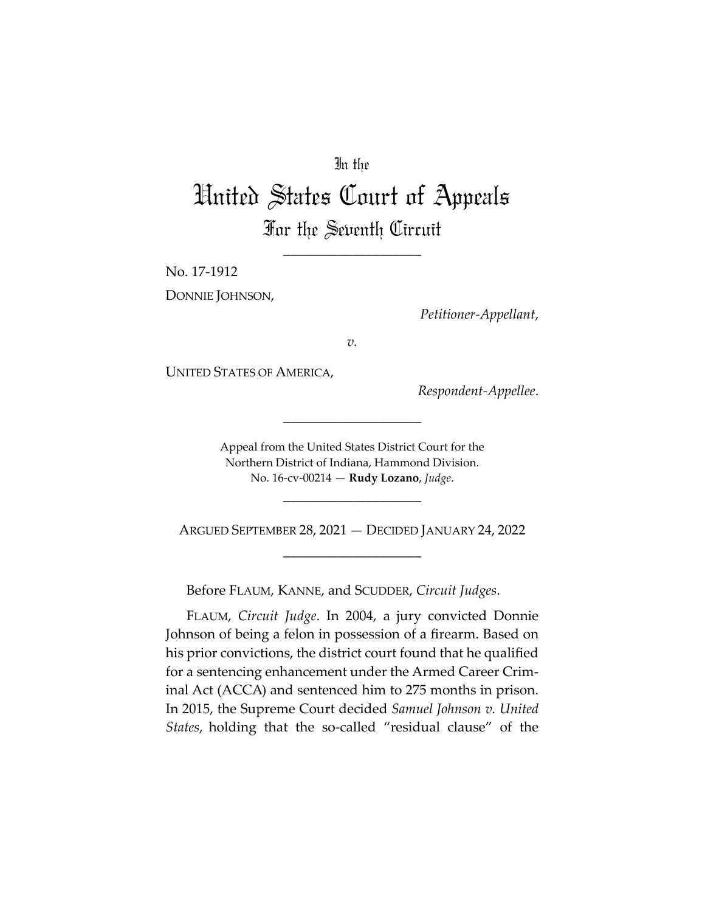In the

# United States Court of Appeals

## For the Seventh Circuit

---

No. 17-1912

DONNIE JOHNSON,

*Petitioner-Appellant*,

*v.*

UNITED STATES OF AMERICA,

*Respondent-Appellee*.

---

Appeal from the United States District Court for the Northern District of Indiana, Hammond Division.
No. 16-cv-00214 — **Rudy Lozano**, *Judge*.

---

ARGUED SEPTEMBER 28, 2021 — DECIDED JANUARY 24, 2022

---

Before FLAUM, KANNE, and SCUDDER, *Circuit Judges*.

FLAUM, *Circuit Judge*. In 2004, a jury convicted Donnie Johnson of being a felon in possession of a firearm. Based on his prior convictions, the district court found that he qualified for a sentencing enhancement under the Armed Career Criminal Act (ACCA) and sentenced him to 275 months in prison. In 2015, the Supreme Court decided *Samuel Johnson v. United States*, holding that the so-called "residual clause" of the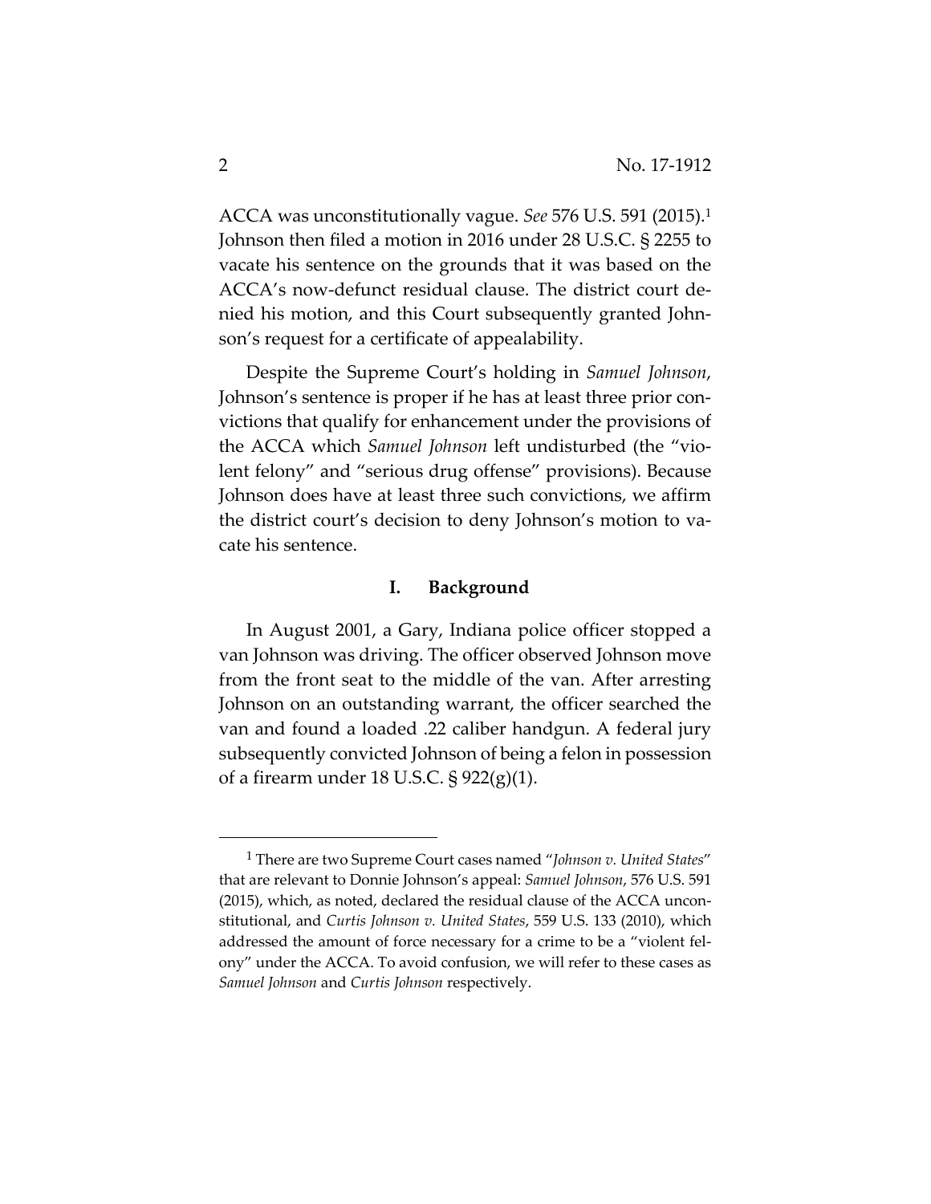ACCA was unconstitutionally vague. *See* 576 U.S. 591 (2015).[1] Johnson then filed a motion in 2016 under 28 U.S.C. § 2255 to vacate his sentence on the grounds that it was based on the ACCA's now-defunct residual clause. The district court denied his motion, and this Court subsequently granted Johnson's request for a certificate of appealability.

Despite the Supreme Court's holding in *Samuel Johnson*, Johnson's sentence is proper if he has at least three prior convictions that qualify for enhancement under the provisions of the ACCA which *Samuel Johnson* left undisturbed (the "violent felony" and "serious drug offense" provisions). Because Johnson does have at least three such convictions, we affirm the district court's decision to deny Johnson's motion to vacate his sentence.

## I. Background

In August 2001, a Gary, Indiana police officer stopped a van Johnson was driving. The officer observed Johnson move from the front seat to the middle of the van. After arresting Johnson on an outstanding warrant, the officer searched the van and found a loaded .22 caliber handgun. A federal jury subsequently convicted Johnson of being a felon in possession of a firearm under 18 U.S.C. § 922(g)(1).

---

[1] There are two Supreme Court cases named "*Johnson v. United States*" that are relevant to Donnie Johnson's appeal: *Samuel Johnson*, 576 U.S. 591 (2015), which, as noted, declared the residual clause of the ACCA unconstitutional, and *Curtis Johnson v. United States*, 559 U.S. 133 (2010), which addressed the amount of force necessary for a crime to be a "violent felony" under the ACCA. To avoid confusion, we will refer to these cases as *Samuel Johnson* and *Curtis Johnson* respectively.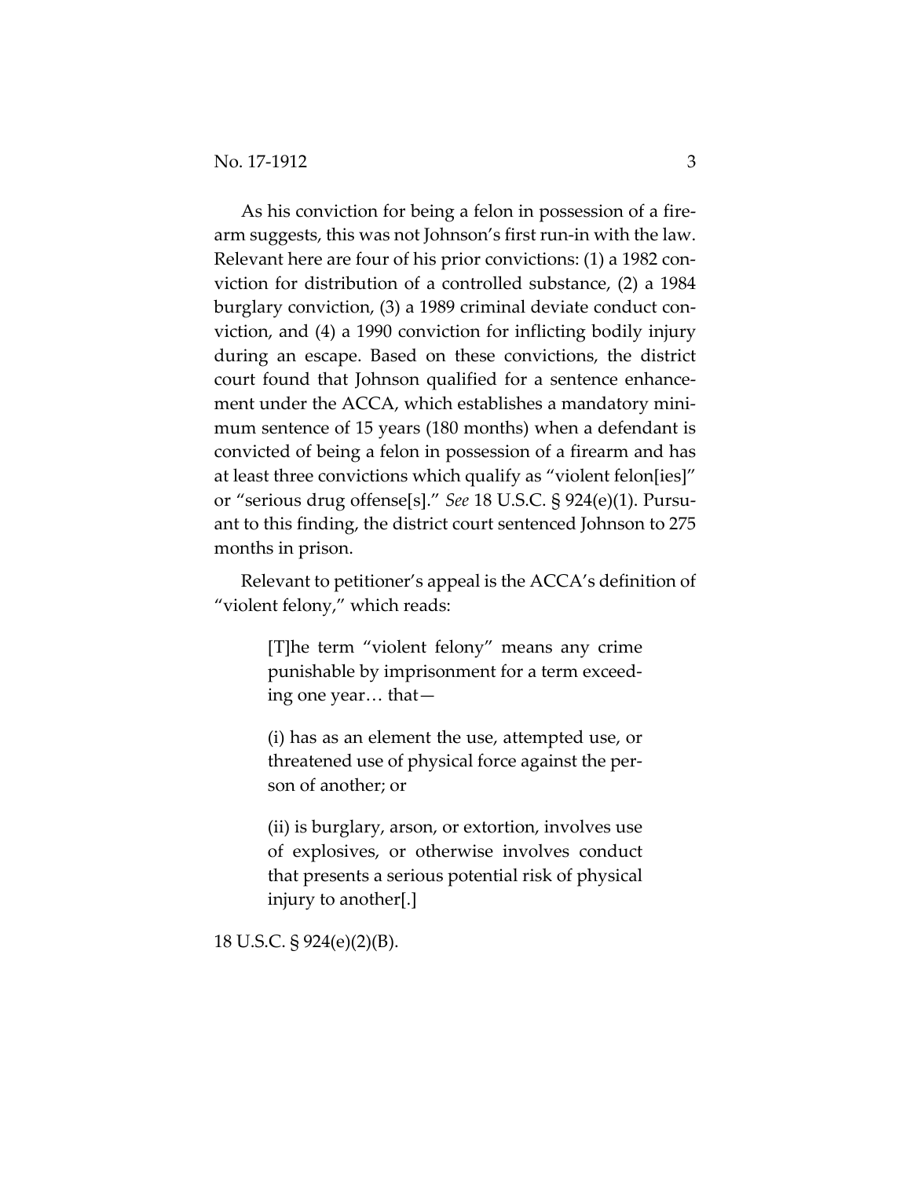As his conviction for being a felon in possession of a firearm suggests, this was not Johnson's first run-in with the law. Relevant here are four of his prior convictions: (1) a 1982 conviction for distribution of a controlled substance, (2) a 1984 burglary conviction, (3) a 1989 criminal deviate conduct conviction, and (4) a 1990 conviction for inflicting bodily injury during an escape. Based on these convictions, the district court found that Johnson qualified for a sentence enhancement under the ACCA, which establishes a mandatory minimum sentence of 15 years (180 months) when a defendant is convicted of being a felon in possession of a firearm and has at least three convictions which qualify as "violent felon[ies]" or "serious drug offense[s]." *See* 18 U.S.C. § 924(e)(1). Pursuant to this finding, the district court sentenced Johnson to 275 months in prison.

Relevant to petitioner's appeal is the ACCA's definition of "violent felony," which reads:

> [T]he term "violent felony" means any crime punishable by imprisonment for a term exceeding one year… that—
>
> (i) has as an element the use, attempted use, or threatened use of physical force against the person of another; or
>
> (ii) is burglary, arson, or extortion, involves use of explosives, or otherwise involves conduct that presents a serious potential risk of physical injury to another[.]

18 U.S.C. § 924(e)(2)(B).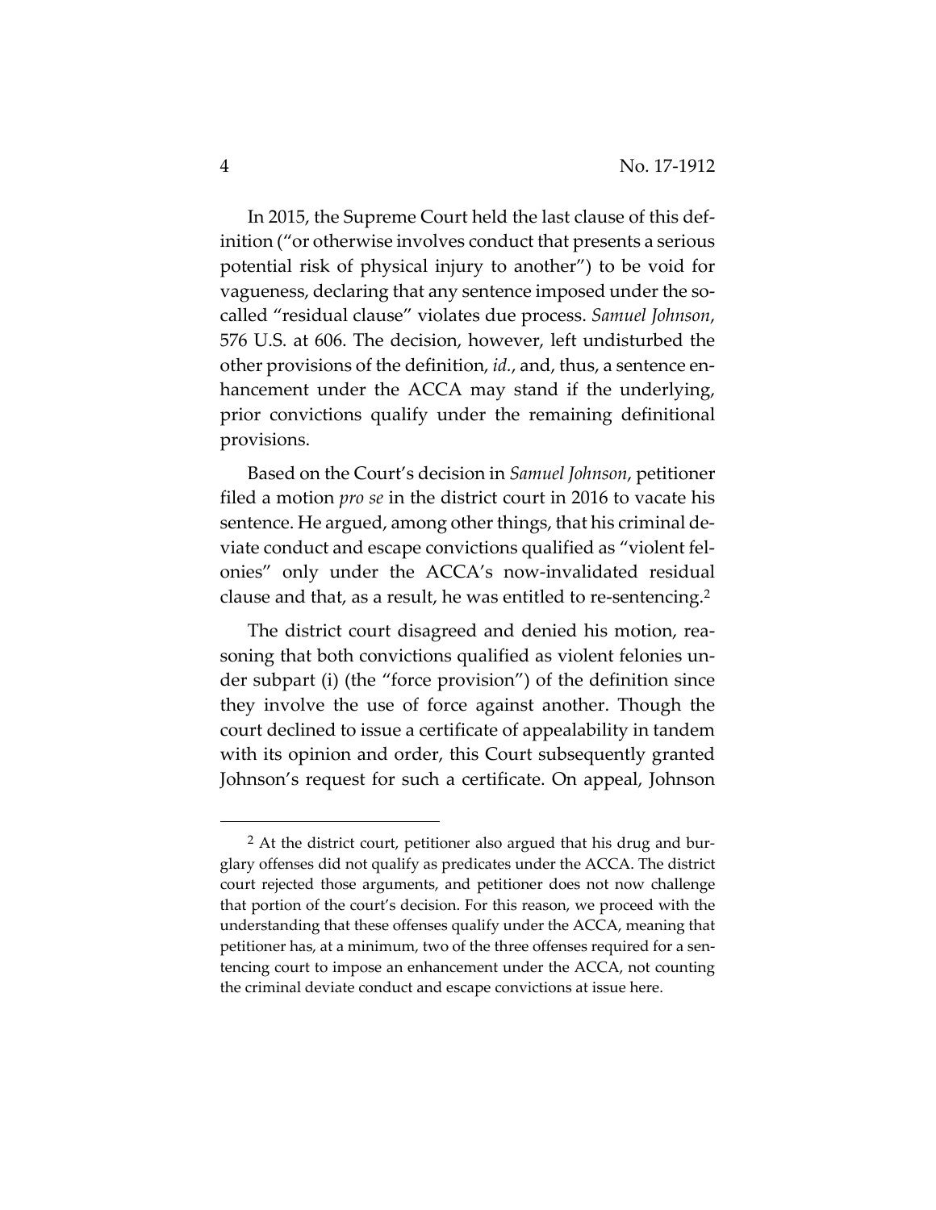In 2015, the Supreme Court held the last clause of this definition ("or otherwise involves conduct that presents a serious potential risk of physical injury to another") to be void for vagueness, declaring that any sentence imposed under the so-called "residual clause" violates due process. *Samuel Johnson*, 576 U.S. at 606. The decision, however, left undisturbed the other provisions of the definition, *id.*, and, thus, a sentence enhancement under the ACCA may stand if the underlying, prior convictions qualify under the remaining definitional provisions.

Based on the Court's decision in *Samuel Johnson*, petitioner filed a motion *pro se* in the district court in 2016 to vacate his sentence. He argued, among other things, that his criminal deviate conduct and escape convictions qualified as "violent felonies" only under the ACCA's now-invalidated residual clause and that, as a result, he was entitled to re-sentencing.[2]

The district court disagreed and denied his motion, reasoning that both convictions qualified as violent felonies under subpart (i) (the "force provision") of the definition since they involve the use of force against another. Though the court declined to issue a certificate of appealability in tandem with its opinion and order, this Court subsequently granted Johnson's request for such a certificate. On appeal, Johnson

---

[2] At the district court, petitioner also argued that his drug and burglary offenses did not qualify as predicates under the ACCA. The district court rejected those arguments, and petitioner does not now challenge that portion of the court's decision. For this reason, we proceed with the understanding that these offenses qualify under the ACCA, meaning that petitioner has, at a minimum, two of the three offenses required for a sentencing court to impose an enhancement under the ACCA, not counting the criminal deviate conduct and escape convictions at issue here.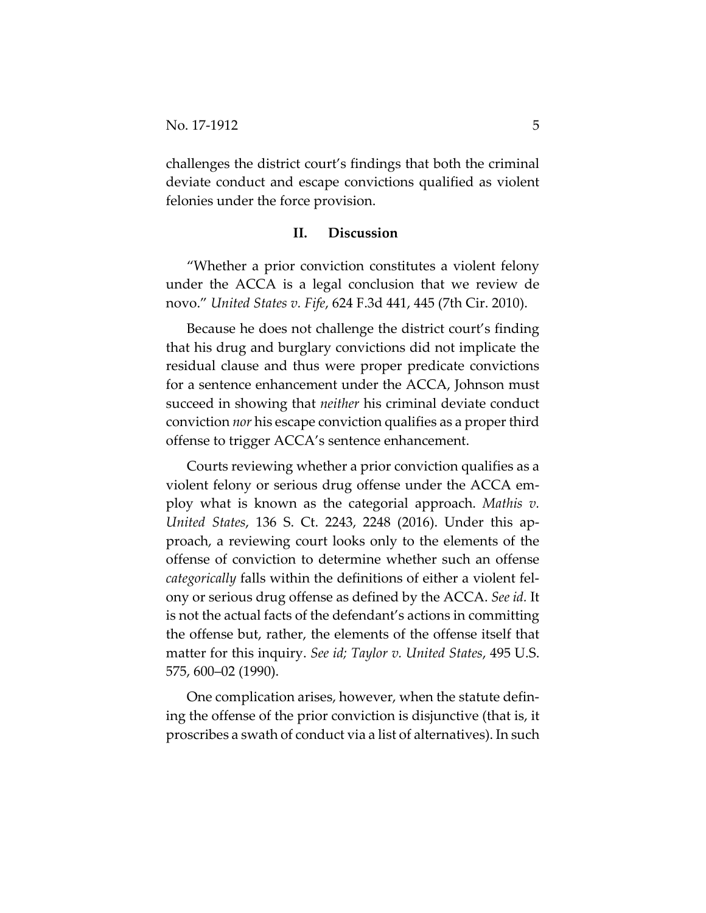challenges the district court's findings that both the criminal deviate conduct and escape convictions qualified as violent felonies under the force provision.

## II. Discussion

"Whether a prior conviction constitutes a violent felony under the ACCA is a legal conclusion that we review de novo." *United States v. Fife*, 624 F.3d 441, 445 (7th Cir. 2010).

Because he does not challenge the district court's finding that his drug and burglary convictions did not implicate the residual clause and thus were proper predicate convictions for a sentence enhancement under the ACCA, Johnson must succeed in showing that *neither* his criminal deviate conduct conviction *nor* his escape conviction qualifies as a proper third offense to trigger ACCA's sentence enhancement.

Courts reviewing whether a prior conviction qualifies as a violent felony or serious drug offense under the ACCA employ what is known as the categorial approach. *Mathis v. United States*, 136 S. Ct. 2243, 2248 (2016). Under this approach, a reviewing court looks only to the elements of the offense of conviction to determine whether such an offense *categorically* falls within the definitions of either a violent felony or serious drug offense as defined by the ACCA. *See id.* It is not the actual facts of the defendant's actions in committing the offense but, rather, the elements of the offense itself that matter for this inquiry. *See id; Taylor v. United States*, 495 U.S. 575, 600–02 (1990).

One complication arises, however, when the statute defining the offense of the prior conviction is disjunctive (that is, it proscribes a swath of conduct via a list of alternatives). In such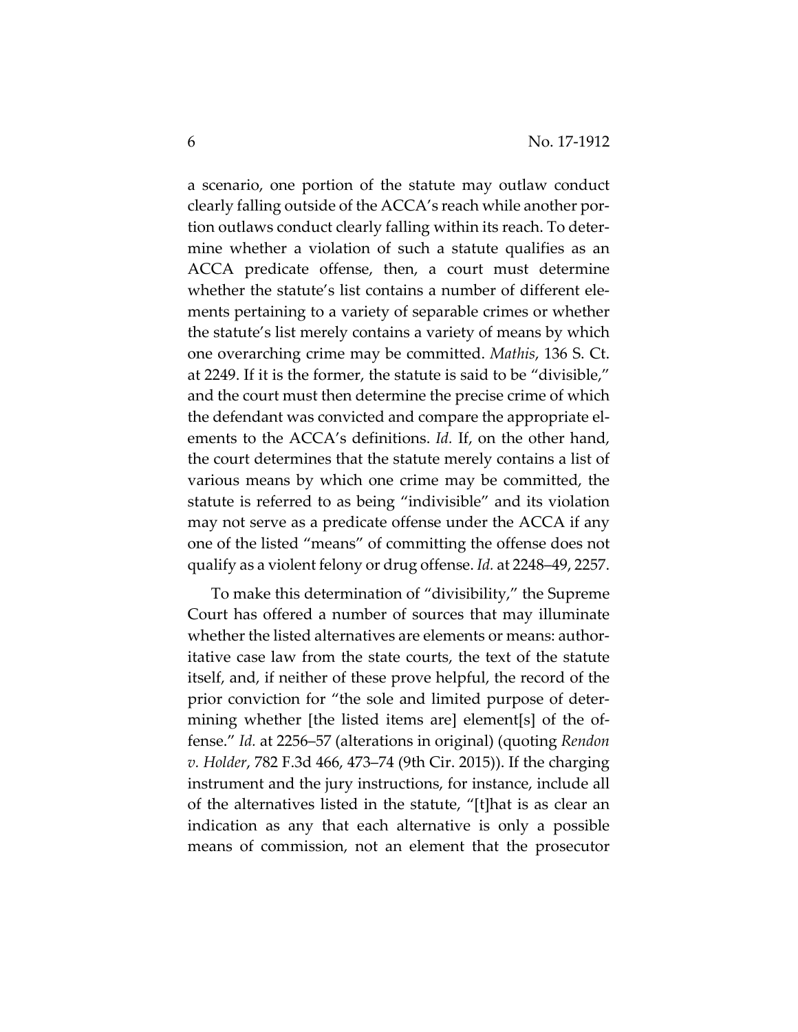a scenario, one portion of the statute may outlaw conduct clearly falling outside of the ACCA's reach while another portion outlaws conduct clearly falling within its reach. To determine whether a violation of such a statute qualifies as an ACCA predicate offense, then, a court must determine whether the statute's list contains a number of different elements pertaining to a variety of separable crimes or whether the statute's list merely contains a variety of means by which one overarching crime may be committed. *Mathis*, 136 S. Ct. at 2249. If it is the former, the statute is said to be "divisible," and the court must then determine the precise crime of which the defendant was convicted and compare the appropriate elements to the ACCA's definitions. *Id.* If, on the other hand, the court determines that the statute merely contains a list of various means by which one crime may be committed, the statute is referred to as being "indivisible" and its violation may not serve as a predicate offense under the ACCA if any one of the listed "means" of committing the offense does not qualify as a violent felony or drug offense. *Id.* at 2248–49, 2257.

To make this determination of "divisibility," the Supreme Court has offered a number of sources that may illuminate whether the listed alternatives are elements or means: authoritative case law from the state courts, the text of the statute itself, and, if neither of these prove helpful, the record of the prior conviction for "the sole and limited purpose of determining whether [the listed items are] element[s] of the offense." *Id.* at 2256–57 (alterations in original) (quoting *Rendon v. Holder*, 782 F.3d 466, 473–74 (9th Cir. 2015)). If the charging instrument and the jury instructions, for instance, include all of the alternatives listed in the statute, "[t]hat is as clear an indication as any that each alternative is only a possible means of commission, not an element that the prosecutor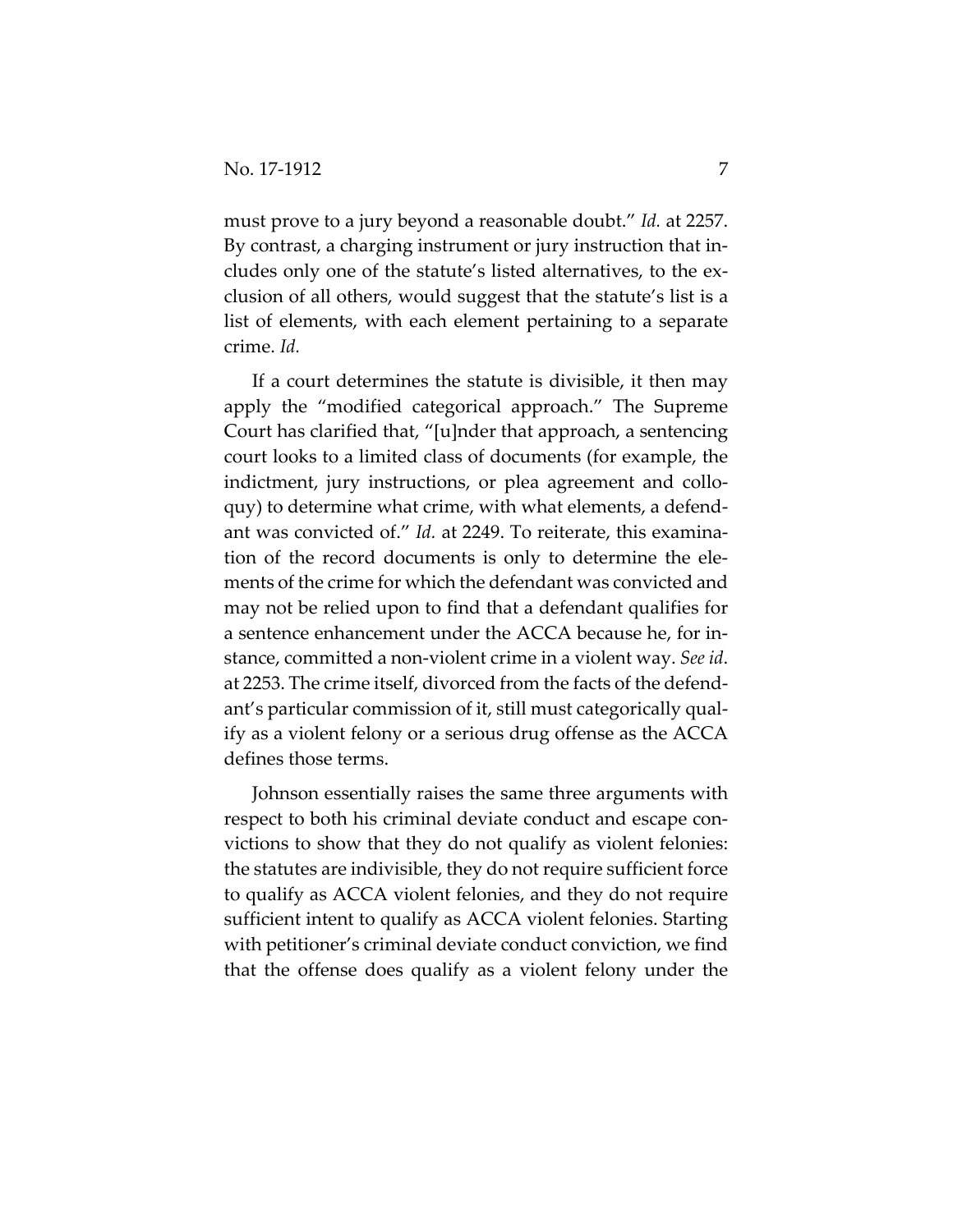must prove to a jury beyond a reasonable doubt." *Id.* at 2257. By contrast, a charging instrument or jury instruction that includes only one of the statute's listed alternatives, to the exclusion of all others, would suggest that the statute's list is a list of elements, with each element pertaining to a separate crime. *Id.*

If a court determines the statute is divisible, it then may apply the "modified categorical approach." The Supreme Court has clarified that, "[u]nder that approach, a sentencing court looks to a limited class of documents (for example, the indictment, jury instructions, or plea agreement and colloquy) to determine what crime, with what elements, a defendant was convicted of." *Id.* at 2249. To reiterate, this examination of the record documents is only to determine the elements of the crime for which the defendant was convicted and may not be relied upon to find that a defendant qualifies for a sentence enhancement under the ACCA because he, for instance, committed a non-violent crime in a violent way. *See id*. at 2253. The crime itself, divorced from the facts of the defendant's particular commission of it, still must categorically qualify as a violent felony or a serious drug offense as the ACCA defines those terms.

Johnson essentially raises the same three arguments with respect to both his criminal deviate conduct and escape convictions to show that they do not qualify as violent felonies: the statutes are indivisible, they do not require sufficient force to qualify as ACCA violent felonies, and they do not require sufficient intent to qualify as ACCA violent felonies. Starting with petitioner's criminal deviate conduct conviction, we find that the offense does qualify as a violent felony under the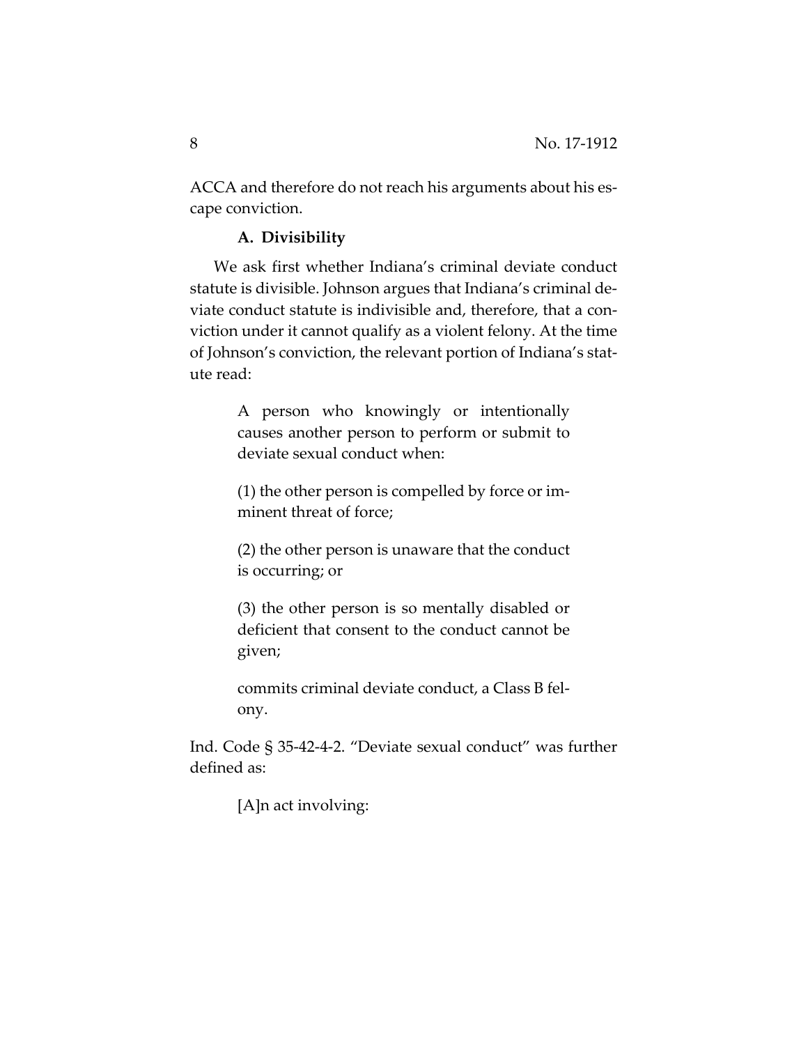ACCA and therefore do not reach his arguments about his escape conviction.

### A. Divisibility

We ask first whether Indiana's criminal deviate conduct statute is divisible. Johnson argues that Indiana's criminal deviate conduct statute is indivisible and, therefore, that a conviction under it cannot qualify as a violent felony. At the time of Johnson's conviction, the relevant portion of Indiana's statute read:

> A person who knowingly or intentionally causes another person to perform or submit to deviate sexual conduct when:
>
> (1) the other person is compelled by force or imminent threat of force;
>
> (2) the other person is unaware that the conduct is occurring; or
>
> (3) the other person is so mentally disabled or deficient that consent to the conduct cannot be given;
>
> commits criminal deviate conduct, a Class B felony.

Ind. Code § 35-42-4-2. "Deviate sexual conduct" was further defined as:

> [A]n act involving: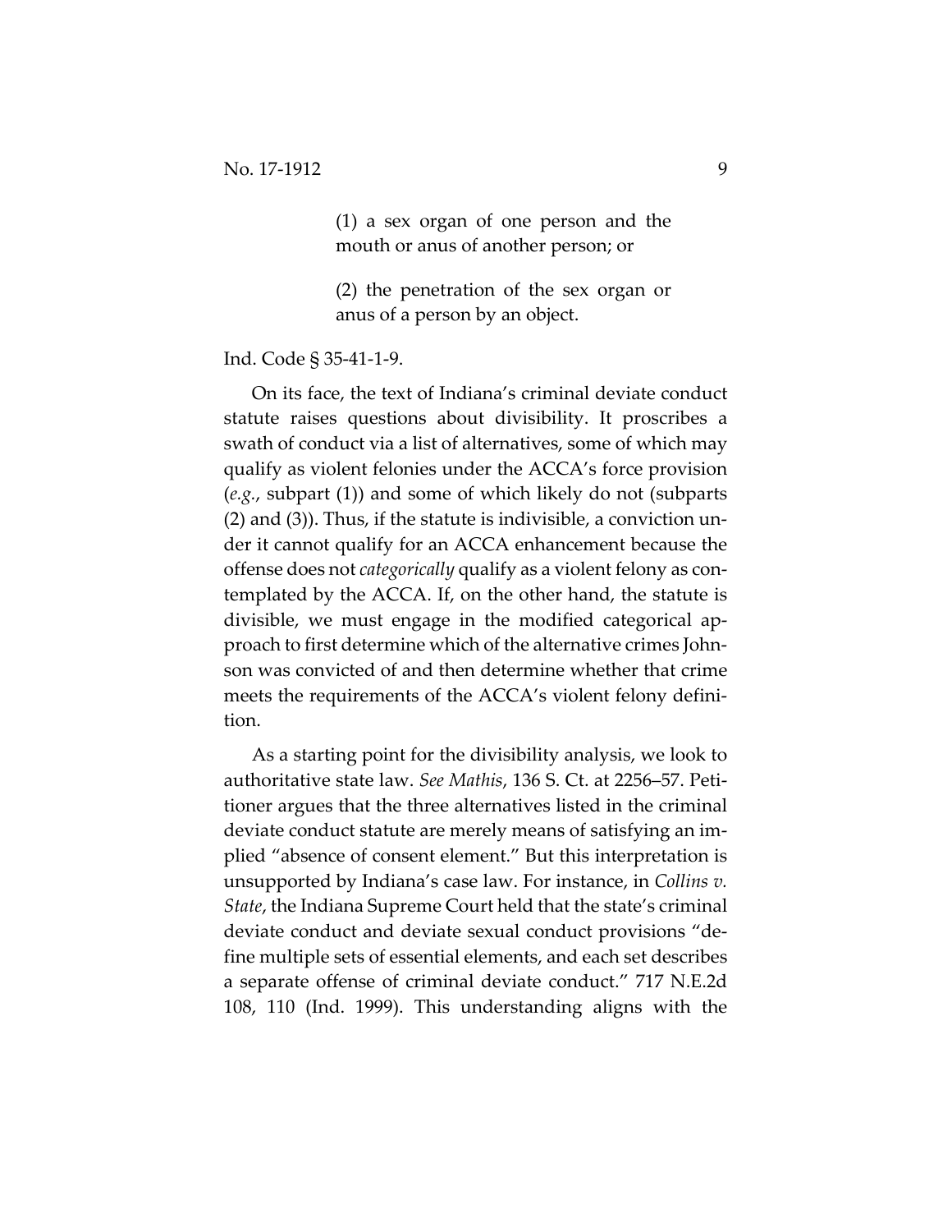> (1) a sex organ of one person and the mouth or anus of another person; or
>
> (2) the penetration of the sex organ or anus of a person by an object.

Ind. Code § 35-41-1-9.

On its face, the text of Indiana's criminal deviate conduct statute raises questions about divisibility. It proscribes a swath of conduct via a list of alternatives, some of which may qualify as violent felonies under the ACCA's force provision (*e.g.*, subpart (1)) and some of which likely do not (subparts (2) and (3)). Thus, if the statute is indivisible, a conviction under it cannot qualify for an ACCA enhancement because the offense does not *categorically* qualify as a violent felony as contemplated by the ACCA. If, on the other hand, the statute is divisible, we must engage in the modified categorical approach to first determine which of the alternative crimes Johnson was convicted of and then determine whether that crime meets the requirements of the ACCA's violent felony definition.

As a starting point for the divisibility analysis, we look to authoritative state law. *See Mathis*, 136 S. Ct. at 2256–57. Petitioner argues that the three alternatives listed in the criminal deviate conduct statute are merely means of satisfying an implied "absence of consent element." But this interpretation is unsupported by Indiana's case law. For instance, in *Collins v. State*, the Indiana Supreme Court held that the state's criminal deviate conduct and deviate sexual conduct provisions "define multiple sets of essential elements, and each set describes a separate offense of criminal deviate conduct." 717 N.E.2d 108, 110 (Ind. 1999). This understanding aligns with the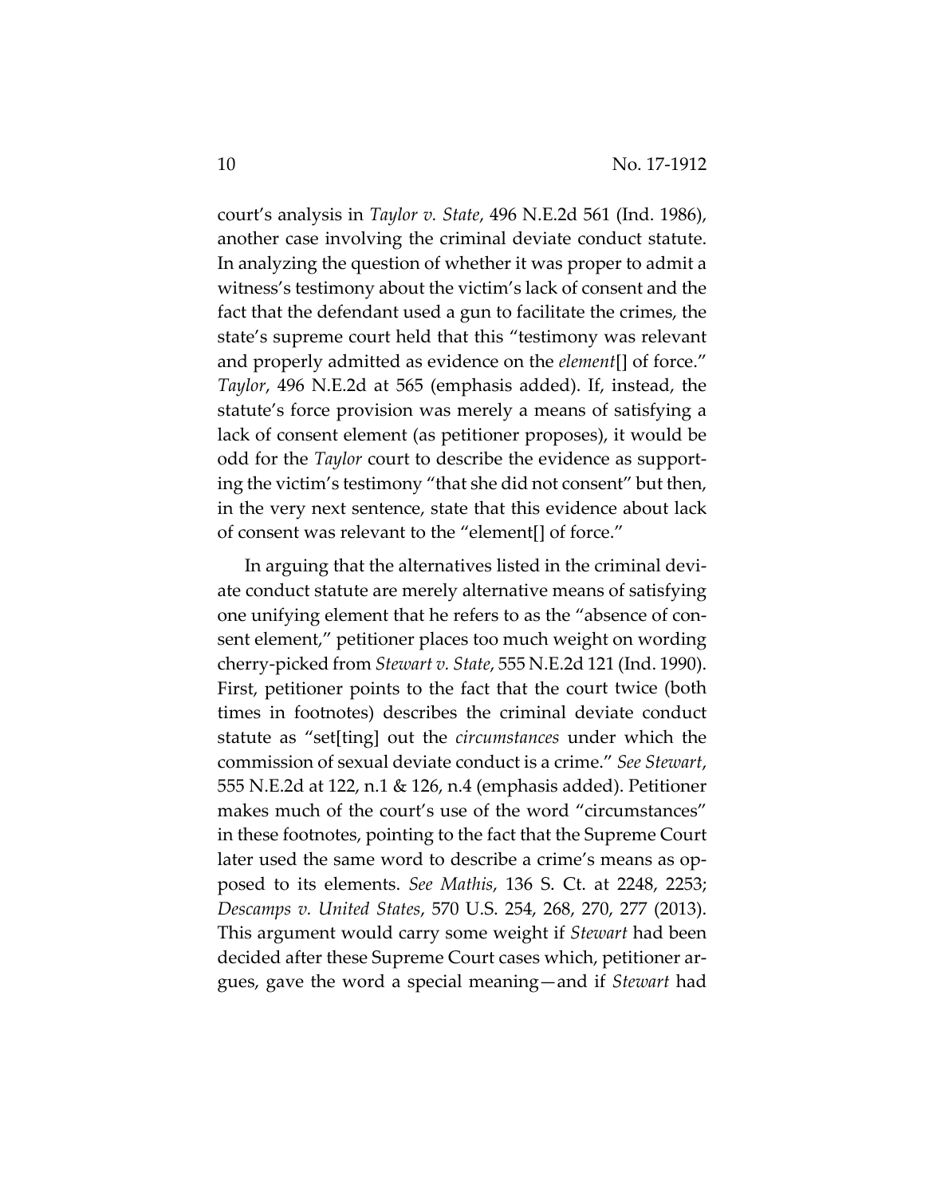court's analysis in *Taylor v. State*, 496 N.E.2d 561 (Ind. 1986), another case involving the criminal deviate conduct statute. In analyzing the question of whether it was proper to admit a witness's testimony about the victim's lack of consent and the fact that the defendant used a gun to facilitate the crimes, the state's supreme court held that this "testimony was relevant and properly admitted as evidence on the *element*[] of force." *Taylor*, 496 N.E.2d at 565 (emphasis added). If, instead, the statute's force provision was merely a means of satisfying a lack of consent element (as petitioner proposes), it would be odd for the *Taylor* court to describe the evidence as supporting the victim's testimony "that she did not consent" but then, in the very next sentence, state that this evidence about lack of consent was relevant to the "element[] of force."

In arguing that the alternatives listed in the criminal deviate conduct statute are merely alternative means of satisfying one unifying element that he refers to as the "absence of consent element," petitioner places too much weight on wording cherry-picked from *Stewart v. State*, 555 N.E.2d 121 (Ind. 1990). First, petitioner points to the fact that the court twice (both times in footnotes) describes the criminal deviate conduct statute as "set[ting] out the *circumstances* under which the commission of sexual deviate conduct is a crime." *See Stewart*, 555 N.E.2d at 122, n.1 & 126, n.4 (emphasis added). Petitioner makes much of the court's use of the word "circumstances" in these footnotes, pointing to the fact that the Supreme Court later used the same word to describe a crime's means as opposed to its elements. *See Mathis*, 136 S. Ct. at 2248, 2253; *Descamps v. United States*, 570 U.S. 254, 268, 270, 277 (2013). This argument would carry some weight if *Stewart* had been decided after these Supreme Court cases which, petitioner argues, gave the word a special meaning—and if *Stewart* had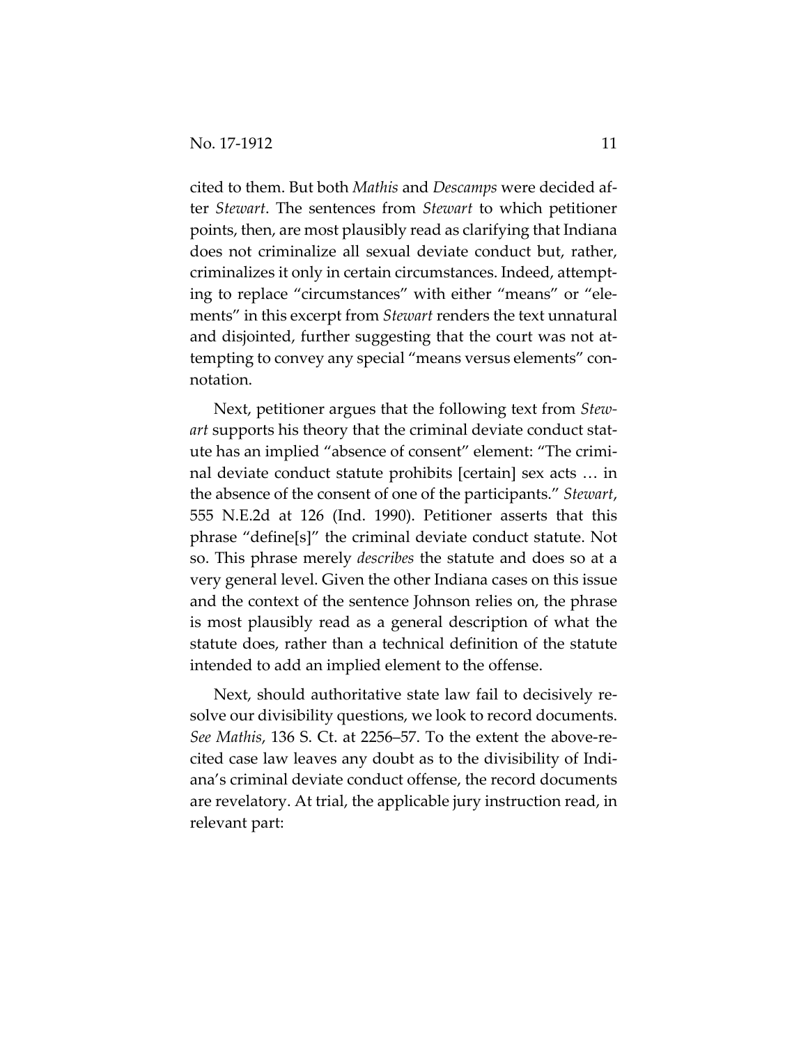cited to them. But both *Mathis* and *Descamps* were decided after *Stewart*. The sentences from *Stewart* to which petitioner points, then, are most plausibly read as clarifying that Indiana does not criminalize all sexual deviate conduct but, rather, criminalizes it only in certain circumstances. Indeed, attempting to replace "circumstances" with either "means" or "elements" in this excerpt from *Stewart* renders the text unnatural and disjointed, further suggesting that the court was not attempting to convey any special "means versus elements" connotation.

Next, petitioner argues that the following text from *Stewart* supports his theory that the criminal deviate conduct statute has an implied "absence of consent" element: "The criminal deviate conduct statute prohibits [certain] sex acts … in the absence of the consent of one of the participants." *Stewart*, 555 N.E.2d at 126 (Ind. 1990). Petitioner asserts that this phrase "define[s]" the criminal deviate conduct statute. Not so. This phrase merely *describes* the statute and does so at a very general level. Given the other Indiana cases on this issue and the context of the sentence Johnson relies on, the phrase is most plausibly read as a general description of what the statute does, rather than a technical definition of the statute intended to add an implied element to the offense.

Next, should authoritative state law fail to decisively resolve our divisibility questions, we look to record documents. *See Mathis*, 136 S. Ct. at 2256–57. To the extent the above-recited case law leaves any doubt as to the divisibility of Indiana's criminal deviate conduct offense, the record documents are revelatory. At trial, the applicable jury instruction read, in relevant part: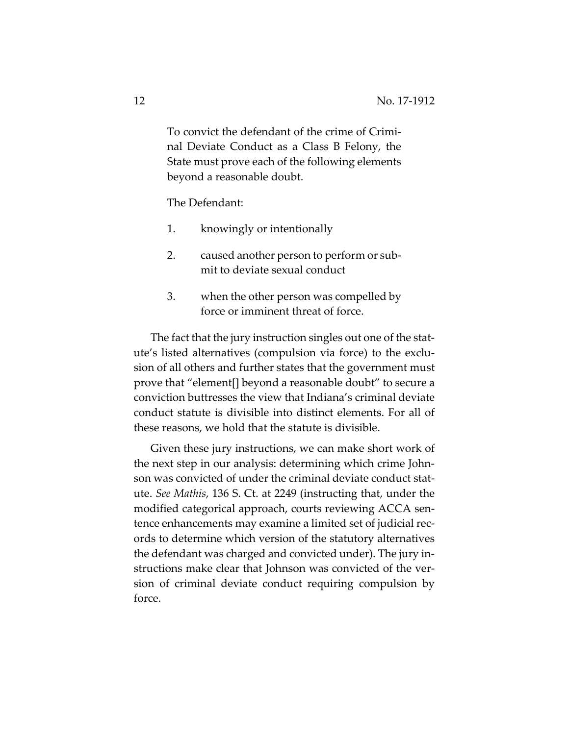> To convict the defendant of the crime of Criminal Deviate Conduct as a Class B Felony, the State must prove each of the following elements beyond a reasonable doubt.
>
> The Defendant:
>
> 1. knowingly or intentionally
> 2. caused another person to perform or submit to deviate sexual conduct
> 3. when the other person was compelled by force or imminent threat of force.

The fact that the jury instruction singles out one of the statute's listed alternatives (compulsion via force) to the exclusion of all others and further states that the government must prove that "element[] beyond a reasonable doubt" to secure a conviction buttresses the view that Indiana's criminal deviate conduct statute is divisible into distinct elements. For all of these reasons, we hold that the statute is divisible.

Given these jury instructions, we can make short work of the next step in our analysis: determining which crime Johnson was convicted of under the criminal deviate conduct statute. *See Mathis*, 136 S. Ct. at 2249 (instructing that, under the modified categorical approach, courts reviewing ACCA sentence enhancements may examine a limited set of judicial records to determine which version of the statutory alternatives the defendant was charged and convicted under). The jury instructions make clear that Johnson was convicted of the version of criminal deviate conduct requiring compulsion by force.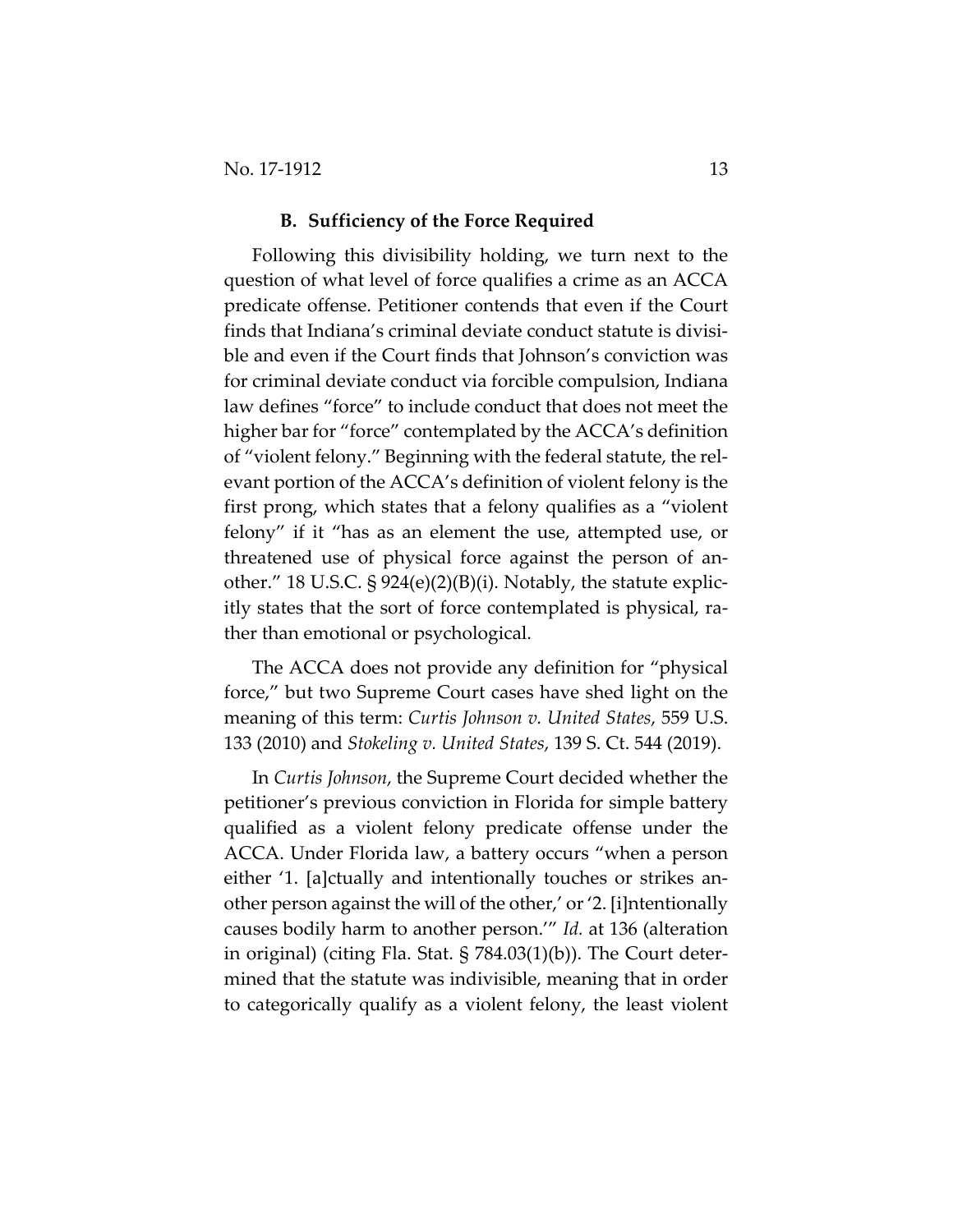### B. Sufficiency of the Force Required

Following this divisibility holding, we turn next to the question of what level of force qualifies a crime as an ACCA predicate offense. Petitioner contends that even if the Court finds that Indiana's criminal deviate conduct statute is divisible and even if the Court finds that Johnson's conviction was for criminal deviate conduct via forcible compulsion, Indiana law defines "force" to include conduct that does not meet the higher bar for "force" contemplated by the ACCA's definition of "violent felony." Beginning with the federal statute, the relevant portion of the ACCA's definition of violent felony is the first prong, which states that a felony qualifies as a "violent felony" if it "has as an element the use, attempted use, or threatened use of physical force against the person of another." 18 U.S.C. § 924(e)(2)(B)(i). Notably, the statute explicitly states that the sort of force contemplated is physical, rather than emotional or psychological.

The ACCA does not provide any definition for "physical force," but two Supreme Court cases have shed light on the meaning of this term: *Curtis Johnson v. United States*, 559 U.S. 133 (2010) and *Stokeling v. United States*, 139 S. Ct. 544 (2019).

In *Curtis Johnson*, the Supreme Court decided whether the petitioner's previous conviction in Florida for simple battery qualified as a violent felony predicate offense under the ACCA. Under Florida law, a battery occurs "when a person either '1. [a]ctually and intentionally touches or strikes another person against the will of the other,' or '2. [i]ntentionally causes bodily harm to another person.'" *Id.* at 136 (alteration in original) (citing Fla. Stat. § 784.03(1)(b)). The Court determined that the statute was indivisible, meaning that in order to categorically qualify as a violent felony, the least violent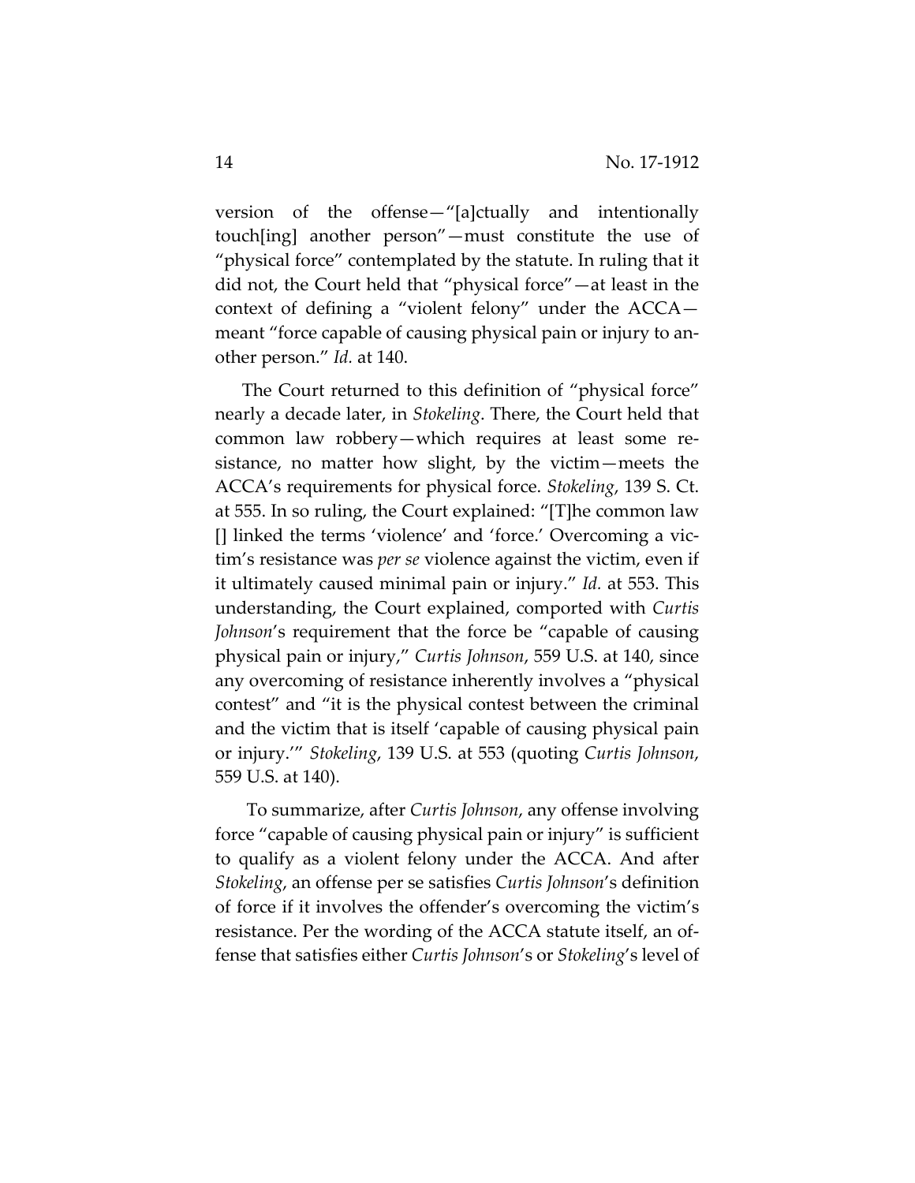version of the offense—"[a]ctually and intentionally touch[ing] another person"—must constitute the use of "physical force" contemplated by the statute. In ruling that it did not, the Court held that "physical force"—at least in the context of defining a "violent felony" under the ACCA—meant "force capable of causing physical pain or injury to another person." *Id.* at 140.

The Court returned to this definition of "physical force" nearly a decade later, in *Stokeling*. There, the Court held that common law robbery—which requires at least some resistance, no matter how slight, by the victim—meets the ACCA's requirements for physical force. *Stokeling*, 139 S. Ct. at 555. In so ruling, the Court explained: "[T]he common law [] linked the terms 'violence' and 'force.' Overcoming a victim's resistance was *per se* violence against the victim, even if it ultimately caused minimal pain or injury." *Id.* at 553. This understanding, the Court explained, comported with *Curtis Johnson*'s requirement that the force be "capable of causing physical pain or injury," *Curtis Johnson*, 559 U.S. at 140, since any overcoming of resistance inherently involves a "physical contest" and "it is the physical contest between the criminal and the victim that is itself 'capable of causing physical pain or injury.'" *Stokeling*, 139 U.S. at 553 (quoting *Curtis Johnson*, 559 U.S. at 140).

To summarize, after *Curtis Johnson*, any offense involving force "capable of causing physical pain or injury" is sufficient to qualify as a violent felony under the ACCA. And after *Stokeling*, an offense per se satisfies *Curtis Johnson*'s definition of force if it involves the offender's overcoming the victim's resistance. Per the wording of the ACCA statute itself, an offense that satisfies either *Curtis Johnson*'s or *Stokeling*'s level of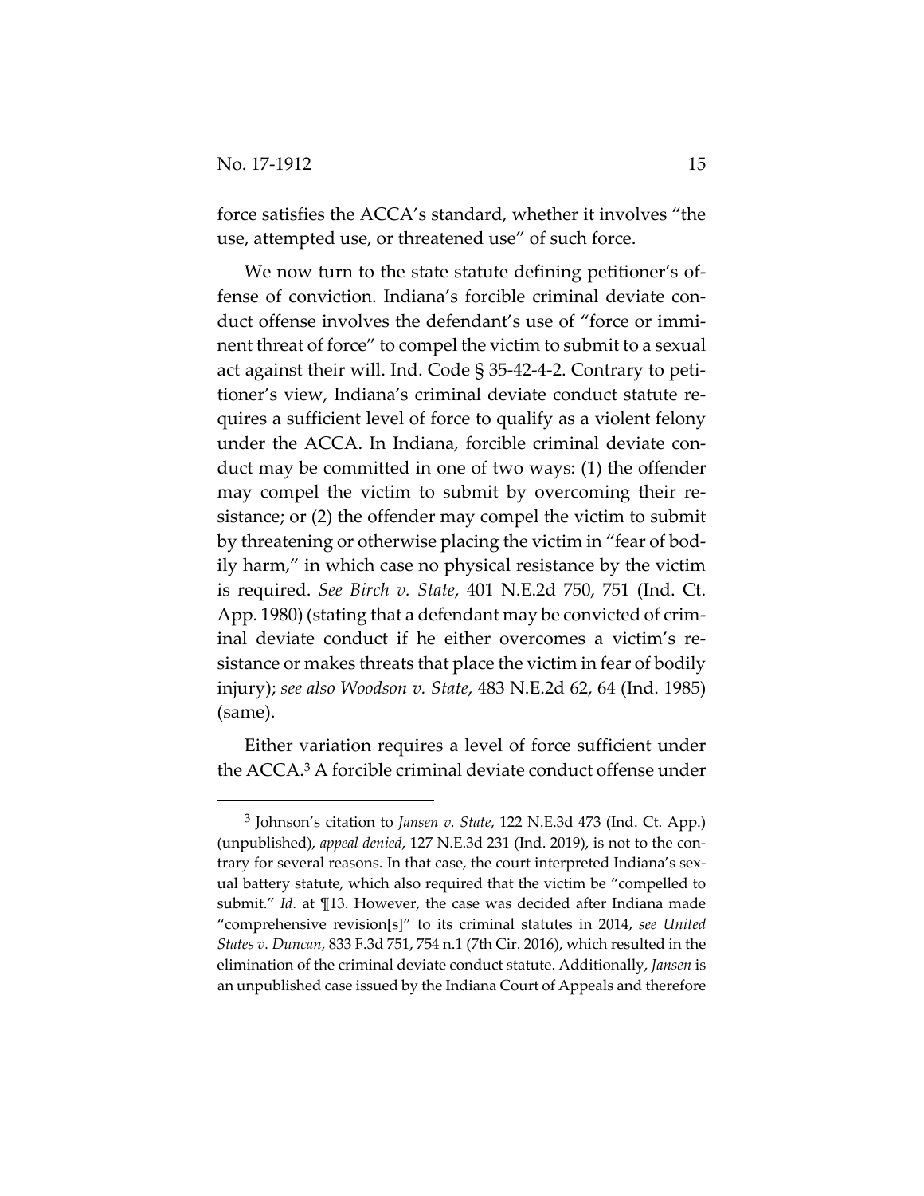force satisfies the ACCA's standard, whether it involves "the use, attempted use, or threatened use" of such force.

We now turn to the state statute defining petitioner's offense of conviction. Indiana's forcible criminal deviate conduct offense involves the defendant's use of "force or imminent threat of force" to compel the victim to submit to a sexual act against their will. Ind. Code § 35-42-4-2. Contrary to petitioner's view, Indiana's criminal deviate conduct statute requires a sufficient level of force to qualify as a violent felony under the ACCA. In Indiana, forcible criminal deviate conduct may be committed in one of two ways: (1) the offender may compel the victim to submit by overcoming their resistance; or (2) the offender may compel the victim to submit by threatening or otherwise placing the victim in "fear of bodily harm," in which case no physical resistance by the victim is required. *See Birch v. State*, 401 N.E.2d 750, 751 (Ind. Ct. App. 1980) (stating that a defendant may be convicted of criminal deviate conduct if he either overcomes a victim's resistance or makes threats that place the victim in fear of bodily injury); *see also Woodson v. State*, 483 N.E.2d 62, 64 (Ind. 1985) (same).

Either variation requires a level of force sufficient under the ACCA.[3] A forcible criminal deviate conduct offense under

[3] Johnson's citation to *Jansen v. State*, 122 N.E.3d 473 (Ind. Ct. App.) (unpublished), *appeal denied*, 127 N.E.3d 231 (Ind. 2019), is not to the contrary for several reasons. In that case, the court interpreted Indiana's sexual battery statute, which also required that the victim be "compelled to submit." *Id.* at ¶13. However, the case was decided after Indiana made "comprehensive revision[s]" to its criminal statutes in 2014, *see United States v. Duncan*, 833 F.3d 751, 754 n.1 (7th Cir. 2016), which resulted in the elimination of the criminal deviate conduct statute. Additionally, *Jansen* is an unpublished case issued by the Indiana Court of Appeals and therefore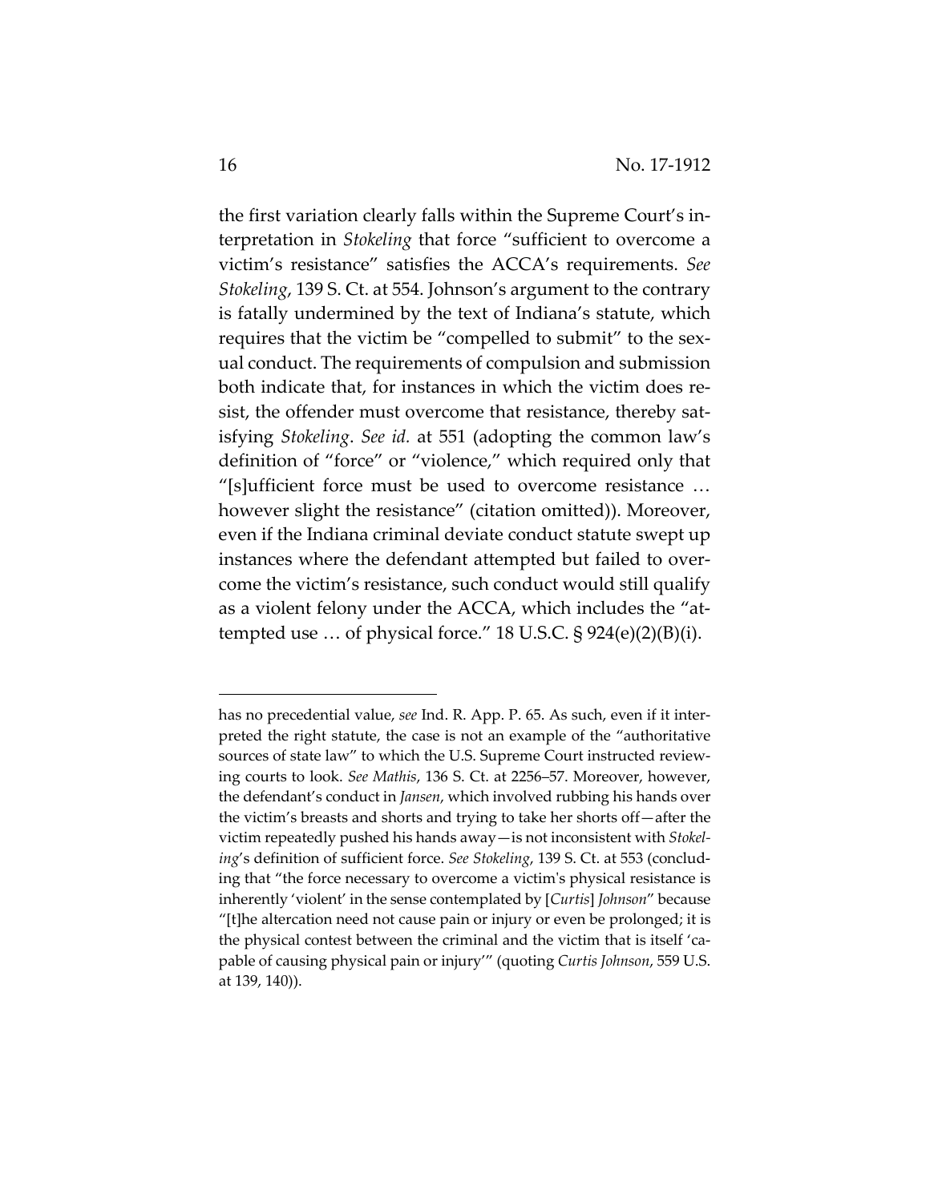the first variation clearly falls within the Supreme Court's interpretation in *Stokeling* that force "sufficient to overcome a victim's resistance" satisfies the ACCA's requirements. *See Stokeling*, 139 S. Ct. at 554. Johnson's argument to the contrary is fatally undermined by the text of Indiana's statute, which requires that the victim be "compelled to submit" to the sexual conduct. The requirements of compulsion and submission both indicate that, for instances in which the victim does resist, the offender must overcome that resistance, thereby satisfying *Stokeling*. *See id.* at 551 (adopting the common law's definition of "force" or "violence," which required only that "[s]ufficient force must be used to overcome resistance … however slight the resistance" (citation omitted)). Moreover, even if the Indiana criminal deviate conduct statute swept up instances where the defendant attempted but failed to overcome the victim's resistance, such conduct would still qualify as a violent felony under the ACCA, which includes the "attempted use … of physical force." 18 U.S.C. § 924(e)(2)(B)(i).

---

has no precedential value, *see* Ind. R. App. P. 65. As such, even if it interpreted the right statute, the case is not an example of the "authoritative sources of state law" to which the U.S. Supreme Court instructed reviewing courts to look. *See Mathis*, 136 S. Ct. at 2256–57. Moreover, however, the defendant's conduct in *Jansen*, which involved rubbing his hands over the victim's breasts and shorts and trying to take her shorts off—after the victim repeatedly pushed his hands away—is not inconsistent with *Stokeling*'s definition of sufficient force. *See Stokeling*, 139 S. Ct. at 553 (concluding that "the force necessary to overcome a victim's physical resistance is inherently 'violent' in the sense contemplated by [*Curtis*] *Johnson*" because "[t]he altercation need not cause pain or injury or even be prolonged; it is the physical contest between the criminal and the victim that is itself 'capable of causing physical pain or injury'" (quoting *Curtis Johnson*, 559 U.S. at 139, 140)).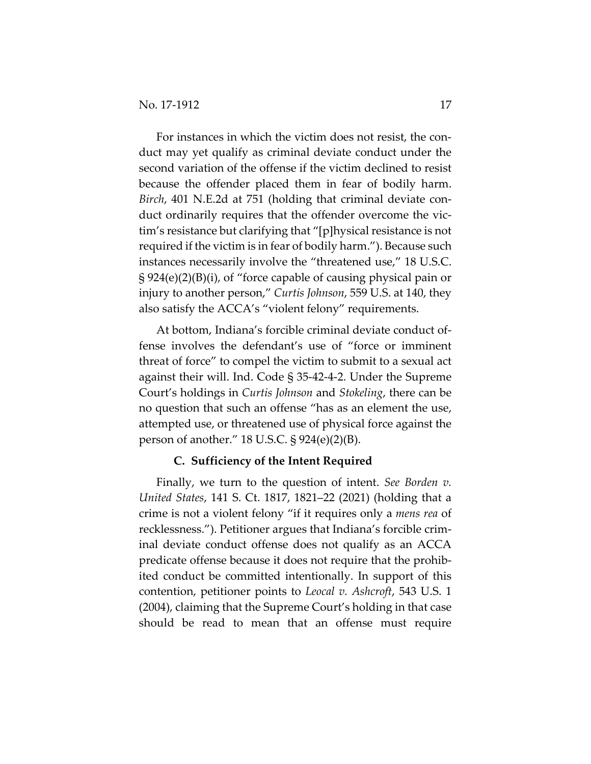For instances in which the victim does not resist, the conduct may yet qualify as criminal deviate conduct under the second variation of the offense if the victim declined to resist because the offender placed them in fear of bodily harm. *Birch*, 401 N.E.2d at 751 (holding that criminal deviate conduct ordinarily requires that the offender overcome the victim's resistance but clarifying that "[p]hysical resistance is not required if the victim is in fear of bodily harm."). Because such instances necessarily involve the "threatened use," 18 U.S.C. § 924(e)(2)(B)(i), of "force capable of causing physical pain or injury to another person," *Curtis Johnson*, 559 U.S. at 140, they also satisfy the ACCA's "violent felony" requirements.

At bottom, Indiana's forcible criminal deviate conduct offense involves the defendant's use of "force or imminent threat of force" to compel the victim to submit to a sexual act against their will. Ind. Code § 35-42-4-2. Under the Supreme Court's holdings in *Curtis Johnson* and *Stokeling*, there can be no question that such an offense "has as an element the use, attempted use, or threatened use of physical force against the person of another." 18 U.S.C. § 924(e)(2)(B).

### C. Sufficiency of the Intent Required

Finally, we turn to the question of intent. *See Borden v. United States*, 141 S. Ct. 1817, 1821–22 (2021) (holding that a crime is not a violent felony "if it requires only a *mens rea* of recklessness."). Petitioner argues that Indiana's forcible criminal deviate conduct offense does not qualify as an ACCA predicate offense because it does not require that the prohibited conduct be committed intentionally. In support of this contention, petitioner points to *Leocal v. Ashcroft*, 543 U.S. 1 (2004), claiming that the Supreme Court's holding in that case should be read to mean that an offense must require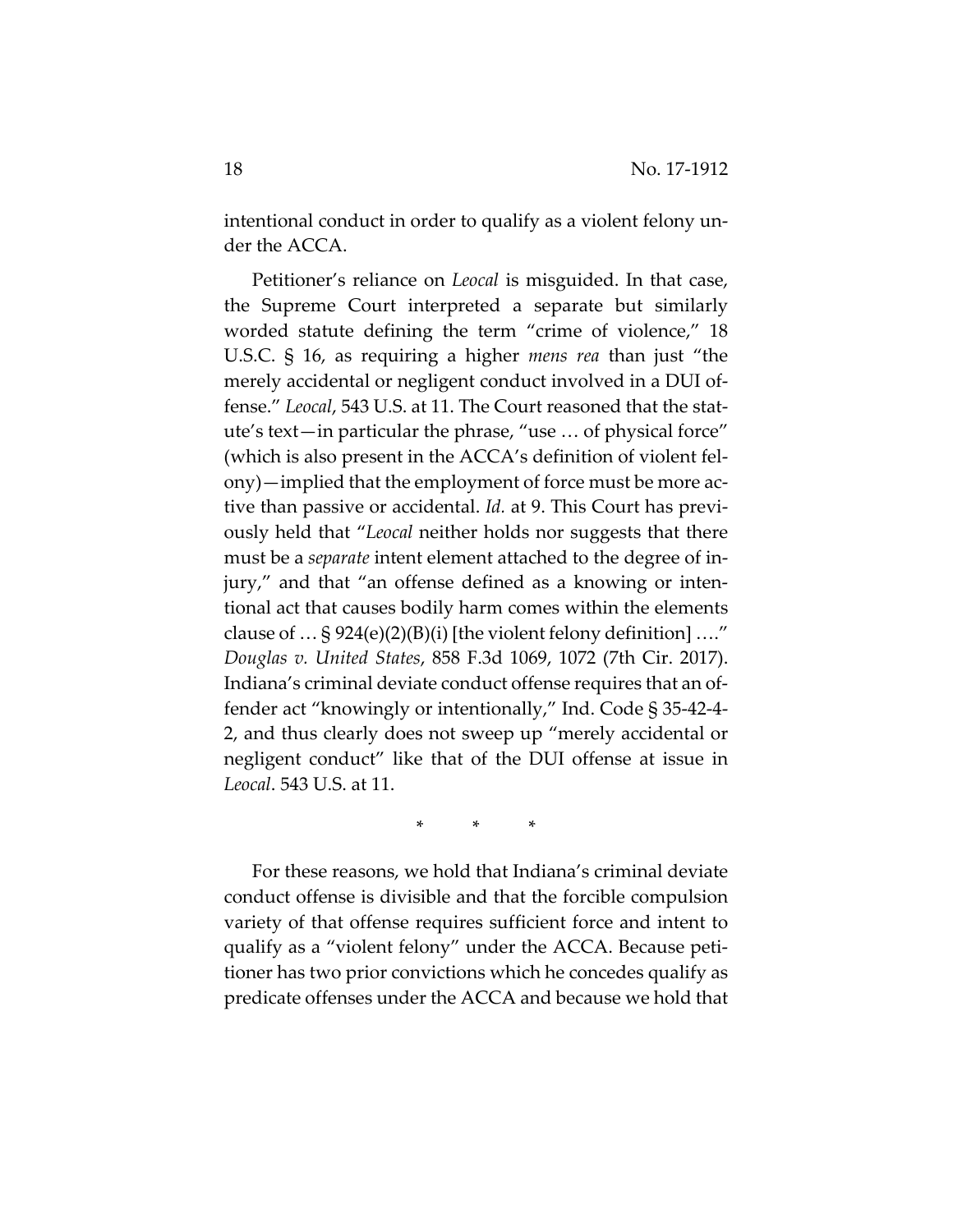intentional conduct in order to qualify as a violent felony under the ACCA.

Petitioner's reliance on *Leocal* is misguided. In that case, the Supreme Court interpreted a separate but similarly worded statute defining the term "crime of violence," 18 U.S.C. § 16, as requiring a higher *mens rea* than just "the merely accidental or negligent conduct involved in a DUI offense." *Leocal*, 543 U.S. at 11. The Court reasoned that the statute's text—in particular the phrase, "use … of physical force" (which is also present in the ACCA's definition of violent felony)—implied that the employment of force must be more active than passive or accidental. *Id.* at 9. This Court has previously held that "*Leocal* neither holds nor suggests that there must be a *separate* intent element attached to the degree of injury," and that "an offense defined as a knowing or intentional act that causes bodily harm comes within the elements clause of … § 924(e)(2)(B)(i) [the violent felony definition] …." *Douglas v. United States*, 858 F.3d 1069, 1072 (7th Cir. 2017). Indiana's criminal deviate conduct offense requires that an offender act "knowingly or intentionally," Ind. Code § 35-42-4-2, and thus clearly does not sweep up "merely accidental or negligent conduct" like that of the DUI offense at issue in *Leocal*. 543 U.S. at 11.

\* \* \*

For these reasons, we hold that Indiana's criminal deviate conduct offense is divisible and that the forcible compulsion variety of that offense requires sufficient force and intent to qualify as a "violent felony" under the ACCA. Because petitioner has two prior convictions which he concedes qualify as predicate offenses under the ACCA and because we hold that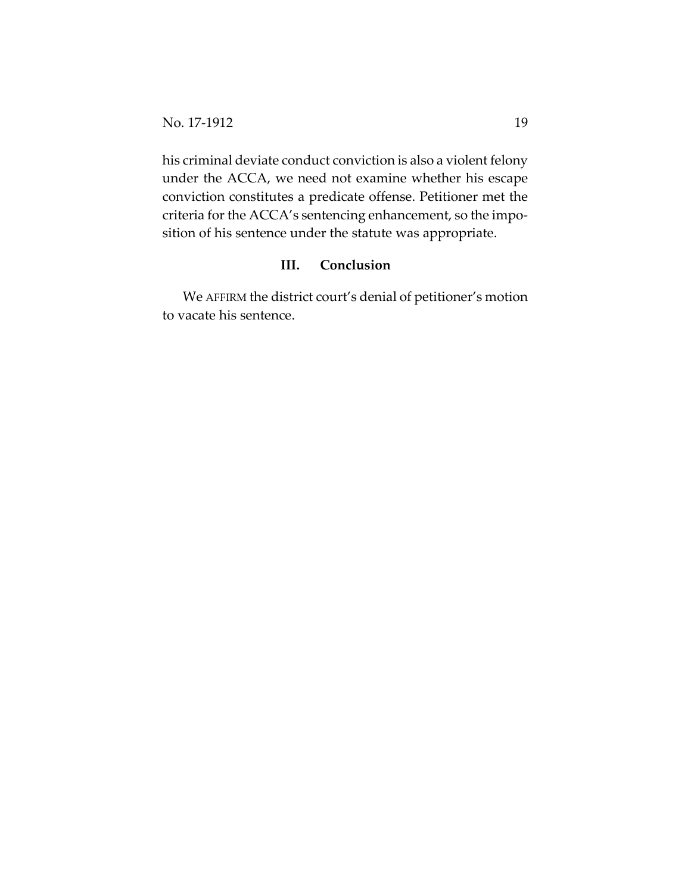his criminal deviate conduct conviction is also a violent felony under the ACCA, we need not examine whether his escape conviction constitutes a predicate offense. Petitioner met the criteria for the ACCA's sentencing enhancement, so the imposition of his sentence under the statute was appropriate.

### III. Conclusion

We AFFIRM the district court's denial of petitioner's motion to vacate his sentence.